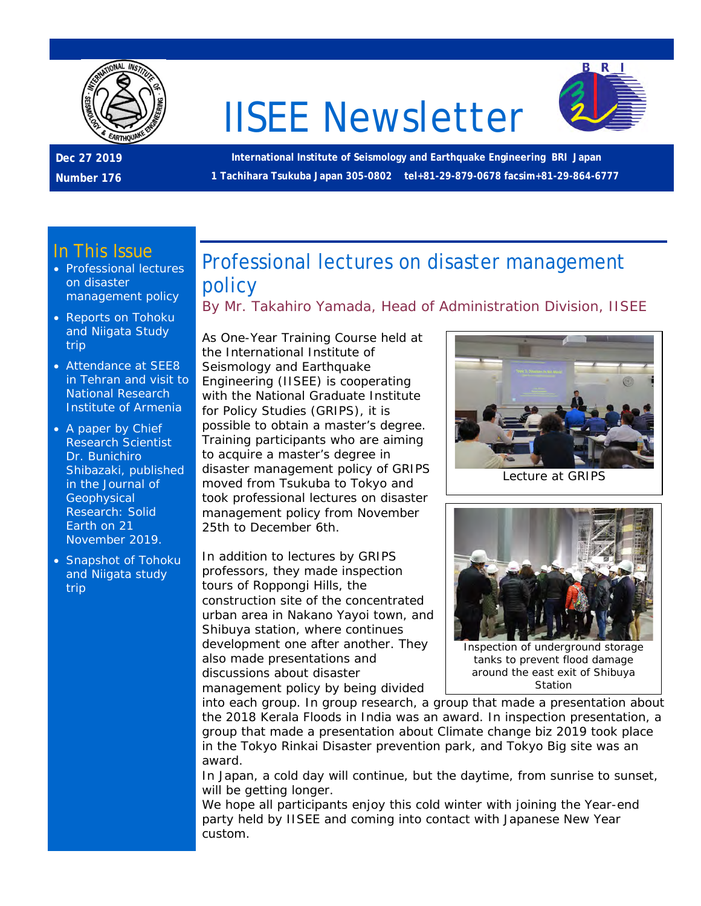# IISEE Newsletter

**Dec 27 2019**

**Number 176**

**International Institute of Seismology and Earthquake Engineering BRI Japan**

**1 Tachihara Tsukuba Japan 305-0802 tel+81-29-879-0678 facsim+81-29-864-6777**

## In This Issue

- Professional lectures on disaster management policy
- Reports on Tohoku and Niigata Study trip
- Attendance at SEE8 in Tehran and visit to National Research Institute of Armenia
- A paper by Chief Research Scientist Dr. Bunichiro Shibazaki, published in the Journal of Geophysical Research: Solid Earth on 21 November 2019.
- Snapshot of Tohoku and Niigata study trip

## Professional lectures on disaster management policy

By Mr. Takahiro Yamada, Head of Administration Division, IISEE

As One-Year Training Course held at the International Institute of Seismology and Earthquake Engineering (IISEE) is cooperating with the National Graduate Institute for Policy Studies (GRIPS), it is possible to obtain a master's degree. Training participants who are aiming to acquire a master's degree in disaster management policy of GRIPS moved from Tsukuba to Tokyo and took professional lectures on disaster management policy from November 25th to December 6th.

Lecture at GRIPS

In addition to lectures by GRIPS professors, they made inspection tours of Roppongi Hills, the construction site of the concentrated urban area in Nakano Yayoi town, and Shibuya station, where continues development one after another. They also made presentations and discussions about disaster management policy by being divided into each group. In group research, a group that made a presentation about the 2018 Kerala Floods in India was an award. In inspection presentation, a group that made a presentation about Climate change biz 2019 took place in the Tokyo Rinkai Disaster prevention park, and Tokyo Big site was an award.

Inspection of underground storage tanks to prevent flood damage around the east exit of Shibuya Station

In Japan, a cold day will continue, but the daytime, from sunrise to sunset, will be getting longer.

We hope all participants enjoy this cold winter with joining the Year-end party held by IISEE and coming into contact with Japanese New Year custom.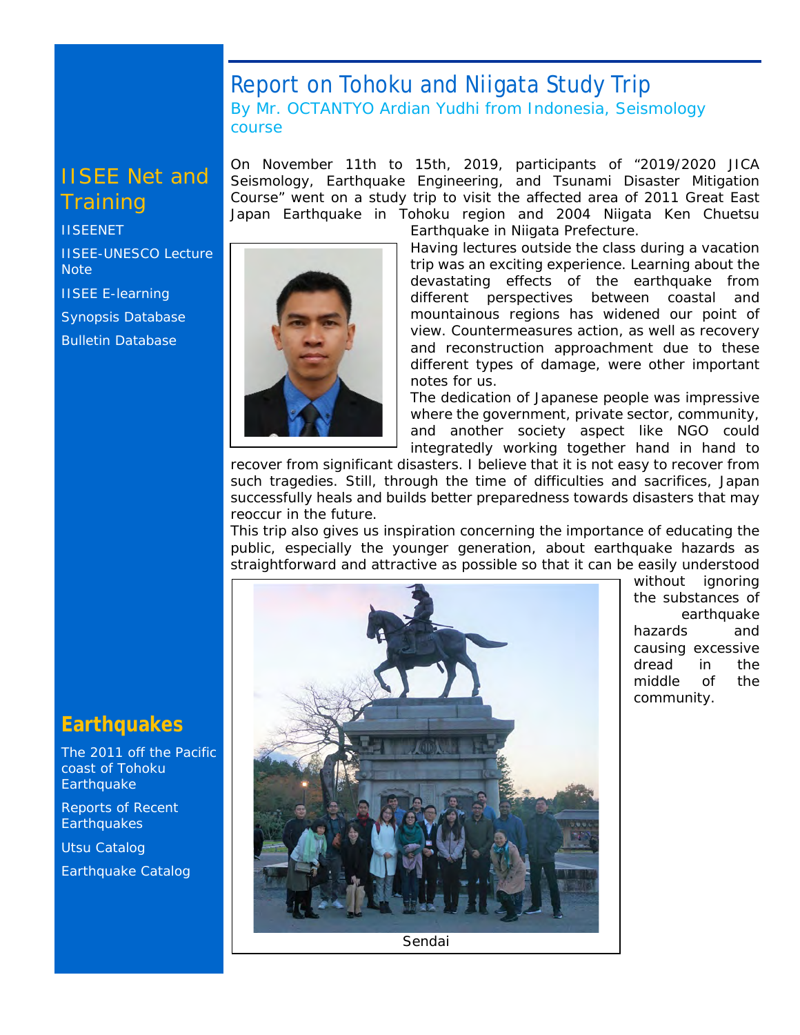# Report on Tohoku and Niigata Study Trip

By Mr. OCTANTYO Ardian Yudhi from Indonesia, Seismology course

On November 11th to 15th, 2019, participants of “2019/2020 JICA Seismology, Earthquake Engineering, and Tsunami Disaster Mitigation Course” went on a study trip to visit the affected area of 2011 Great East Japan Earthquake in Tohoku region and 2004 Niigata Ken Chuetsu Earthquake in Niigata Prefecture.

Having lectures outside the class during a vacation trip was an exciting experience. Learning about the devastating effects of the earthquake from different perspectives between coastal and mountainous regions has widened our point of view. Countermeasures action, as well as recovery and reconstruction approachment due to these different types of damage, were other important notes for us.

The dedication of Japanese people was impressive where the government, private sector, community, and another society aspect like NGO could integratedly working together hand in hand to recover from significant disasters. I believe that it is not easy to recover from such tragedies. Still, through the time of difficulties and sacrifices, Japan successfully heals and builds better preparedness towards disasters that may reoccur in the future.

This trip also gives us inspiration concerning the importance of educating the public, especially the younger generation, about earthquake hazards as straightforward and attractive as possible so that it can be easily understood without ignoring the substances of earthquake hazards and causing excessive dread in the middle of the community.

Sendai

## IISEE Net and Training

- IISEENET
- IISEE-UNESCO Lecture Note
- IISEE E-learning
- Synopsis Database
- Bulletin Database

## Earthquakes

- The 2011 off the Pacific coast of Tohoku Earthquake
- Reports of Recent Earthquakes
- Utsu Catalog
- Earthquake Catalog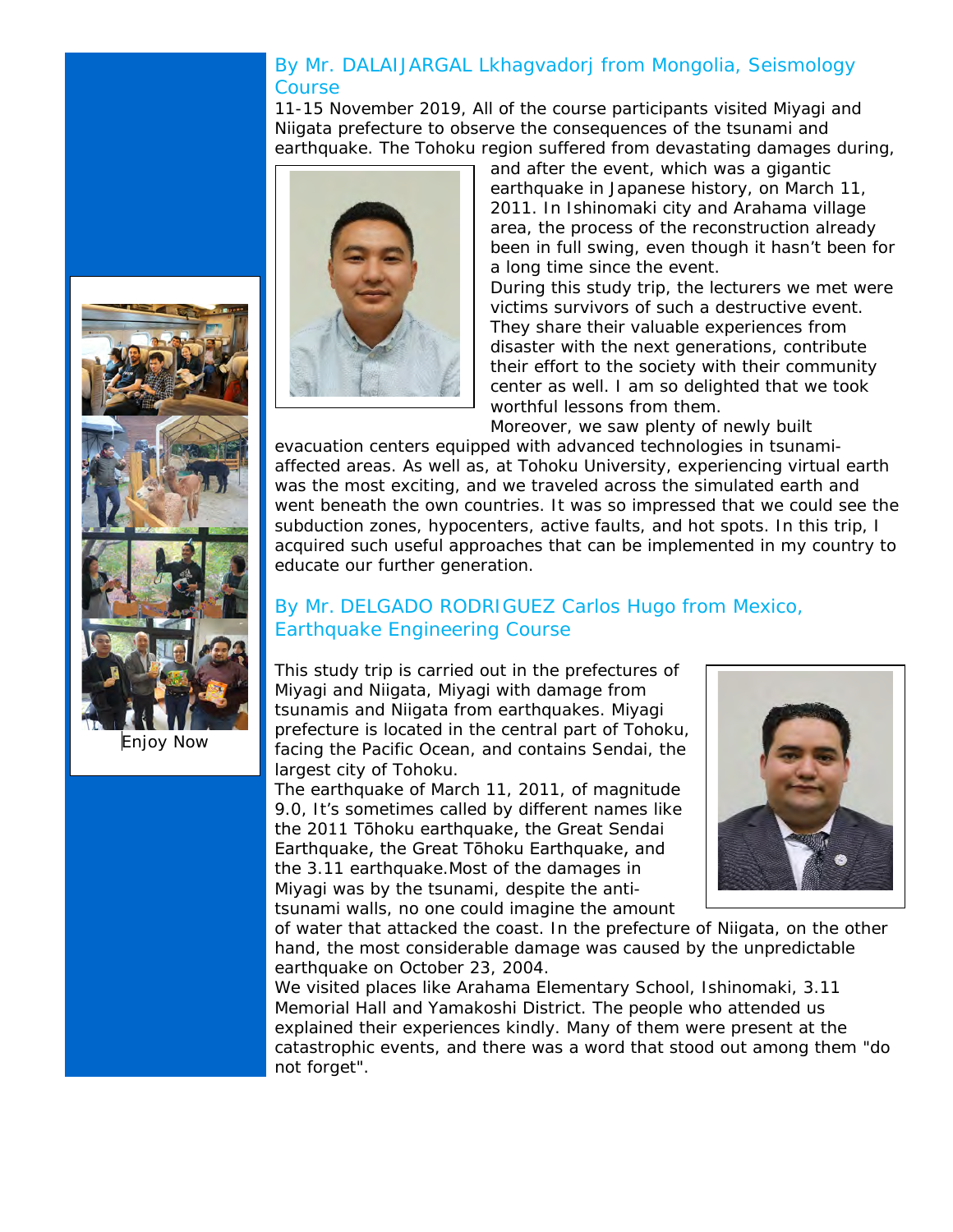## By Mr. DALAIJARGAL Lkhagvadorj from Mongolia, Seismology Course

11-15 November 2019, All of the course participants visited Miyagi and Niigata prefecture to observe the consequences of the tsunami and earthquake. The Tohoku region suffered from devastating damages during, and after the event, which was a gigantic earthquake in Japanese history, on March 11, 2011. In Ishinomaki city and Arahama village area, the process of the reconstruction already been in full swing, even though it hasn't been for a long time since the event.

During this study trip, the lecturers we met were victims survivors of such a destructive event. They share their valuable experiences from disaster with the next generations, contribute their effort to the society with their community center as well. I am so delighted that we took worthful lessons from them.

Moreover, we saw plenty of newly built evacuation centers equipped with advanced technologies in tsunami-affected areas. As well as, at Tohoku University, experiencing virtual earth was the most exciting, and we traveled across the simulated earth and went beneath the own countries. It was so impressed that we could see the subduction zones, hypocenters, active faults, and hot spots. In this trip, I acquired such useful approaches that can be implemented in my country to educate our further generation.

Enjoy Now

## By Mr. DELGADO RODRIGUEZ Carlos Hugo from Mexico, Earthquake Engineering Course

This study trip is carried out in the prefectures of Miyagi and Niigata, Miyagi with damage from tsunamis and Niigata from earthquakes. Miyagi prefecture is located in the central part of Tohoku, facing the Pacific Ocean, and contains Sendai, the largest city of Tohoku.

The earthquake of March 11, 2011, of magnitude 9.0, It's sometimes called by different names like the 2011 Tōhoku earthquake, the Great Sendai Earthquake, the Great Tōhoku Earthquake, and the 3.11 earthquake.Most of the damages in Miyagi was by the tsunami, despite the anti-tsunami walls, no one could imagine the amount of water that attacked the coast. In the prefecture of Niigata, on the other hand, the most considerable damage was caused by the unpredictable earthquake on October 23, 2004.

We visited places like Arahama Elementary School, Ishinomaki, 3.11 Memorial Hall and Yamakoshi District. The people who attended us explained their experiences kindly. Many of them were present at the catastrophic events, and there was a word that stood out among them "do not forget".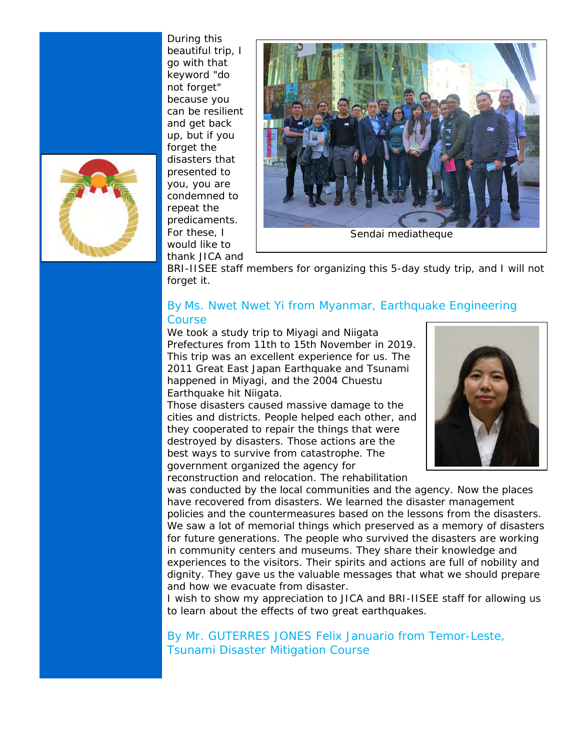During this beautiful trip, I go with that keyword "do not forget" because you can be resilient and get back up, but if you forget the disasters that presented to you, you are condemned to repeat the predicaments. For these, I would like to thank JICA and BRI-IISEE staff members for organizing this 5-day study trip, and I will not forget it.

Sendai mediatheque

## By Ms. Nwet Nwet Yi from Myanmar, Earthquake Engineering Course

We took a study trip to Miyagi and Niigata Prefectures from 11th to 15th November in 2019. This trip was an excellent experience for us. The 2011 Great East Japan Earthquake and Tsunami happened in Miyagi, and the 2004 Chuestu Earthquake hit Niigata.

Those disasters caused massive damage to the cities and districts. People helped each other, and they cooperated to repair the things that were destroyed by disasters. Those actions are the best ways to survive from catastrophe. The government organized the agency for reconstruction and relocation. The rehabilitation was conducted by the local communities and the agency. Now the places have recovered from disasters. We learned the disaster management policies and the countermeasures based on the lessons from the disasters. We saw a lot of memorial things which preserved as a memory of disasters for future generations. The people who survived the disasters are working in community centers and museums. They share their knowledge and experiences to the visitors. Their spirits and actions are full of nobility and dignity. They gave us the valuable messages that what we should prepare and how we evacuate from disaster.

I wish to show my appreciation to JICA and BRI-IISEE staff for allowing us to learn about the effects of two great earthquakes.

## By Mr. GUTERRES JONES Felix Januario from Temor-Leste, Tsunami Disaster Mitigation Course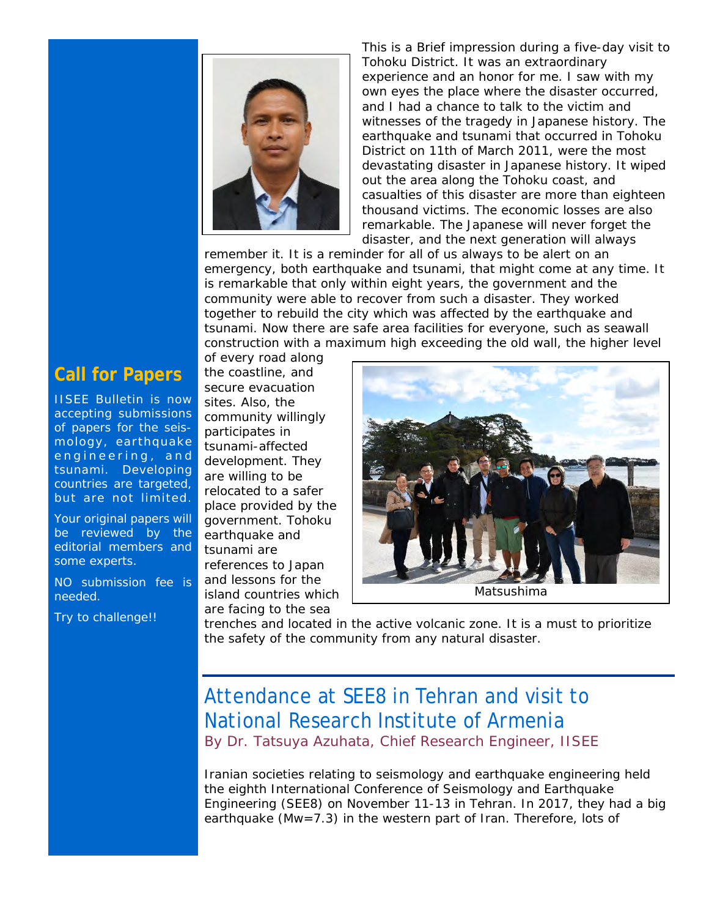This is a Brief impression during a five-day visit to Tohoku District. It was an extraordinary experience and an honor for me. I saw with my own eyes the place where the disaster occurred, and I had a chance to talk to the victim and witnesses of the tragedy in Japanese history. The earthquake and tsunami that occurred in Tohoku District on 11th of March 2011, were the most devastating disaster in Japanese history. It wiped out the area along the Tohoku coast, and casualties of this disaster are more than eighteen thousand victims. The economic losses are also remarkable. The Japanese will never forget the disaster, and the next generation will always remember it. It is a reminder for all of us always to be alert on an emergency, both earthquake and tsunami, that might come at any time. It is remarkable that only within eight years, the government and the community were able to recover from such a disaster. They worked together to rebuild the city which was affected by the earthquake and tsunami. Now there are safe area facilities for everyone, such as seawall construction with a maximum high exceeding the old wall, the higher level of every road along the coastline, and secure evacuation sites. Also, the community willingly participates in tsunami-affected development. They are willing to be relocated to a safer place provided by the government. Tohoku earthquake and tsunami are references to Japan and lessons for the island countries which are facing to the sea trenches and located in the active volcanic zone. It is a must to prioritize the safety of the community from any natural disaster.

Matsushima

## Call for Papers

IISEE Bulletin is now accepting submissions of papers for the seismology, earthquake engineering, and tsunami. Developing countries are targeted, but are not limited.

Your original papers will be reviewed by the editorial members and some experts.

NO submission fee is needed.

Try to challenge!!

## Attendance at SEE8 in Tehran and visit to National Research Institute of Armenia

By Dr. Tatsuya Azuhata, Chief Research Engineer, IISEE

Iranian societies relating to seismology and earthquake engineering held the eighth International Conference of Seismology and Earthquake Engineering (SEE8) on November 11-13 in Tehran. In 2017, they had a big earthquake (Mw=7.3) in the western part of Iran. Therefore, lots of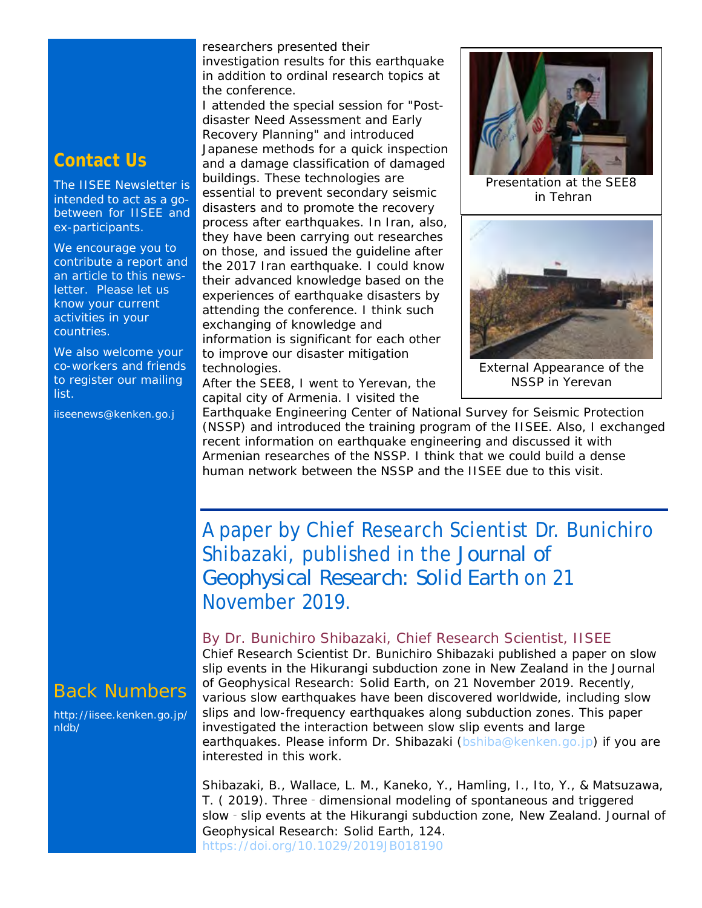researchers presented their investigation results for this earthquake in addition to ordinal research topics at the conference.

I attended the special session for "Post-disaster Need Assessment and Early Recovery Planning" and introduced Japanese methods for a quick inspection and a damage classification of damaged buildings. These technologies are essential to prevent secondary seismic disasters and to promote the recovery process after earthquakes. In Iran, also, they have been carrying out researches on those, and issued the guideline after the 2017 Iran earthquake. I could know their advanced knowledge based on the experiences of earthquake disasters by attending the conference. I think such exchanging of knowledge and information is significant for each other to improve our disaster mitigation technologies.

After the SEE8, I went to Yerevan, the capital city of Armenia. I visited the Earthquake Engineering Center of National Survey for Seismic Protection (NSSP) and introduced the training program of the IISEE. Also, I exchanged recent information on earthquake engineering and discussed it with Armenian researches of the NSSP. I think that we could build a dense human network between the NSSP and the IISEE due to this visit.

Presentation at the SEE8 in Tehran

External Appearance of the NSSP in Yerevan

## A paper by Chief Research Scientist Dr. Bunichiro Shibazaki, published in the Journal of Geophysical Research: Solid Earth on 21 November 2019.

### By Dr. Bunichiro Shibazaki, Chief Research Scientist, IISEE

Chief Research Scientist Dr. Bunichiro Shibazaki published a paper on slow slip events in the Hikurangi subduction zone in New Zealand in the Journal of Geophysical Research: Solid Earth, on 21 November 2019. Recently, various slow earthquakes have been discovered worldwide, including slow slips and low-frequency earthquakes along subduction zones. This paper investigated the interaction between slow slip events and large earthquakes. Please inform Dr. Shibazaki (bshiba@kenken.go.jp) if you are interested in this work.

Shibazaki, B., Wallace, L. M., Kaneko, Y., Hamling, I., Ito, Y., & Matsuzawa, T. ( 2019). Three‐dimensional modeling of spontaneous and triggered slow‐slip events at the Hikurangi subduction zone, New Zealand. Journal of Geophysical Research: Solid Earth, 124.
https://doi.org/10.1029/2019JB018190

## Contact Us

The IISEE Newsletter is intended to act as a go-between for IISEE and ex-participants.

We encourage you to contribute a report and an article to this news-letter. Please let us know your current activities in your countries.

We also welcome your co-workers and friends to register our mailing list.

iiseenews@kenken.go.j

## Back Numbers

http://iisee.kenken.go.jp/nldb/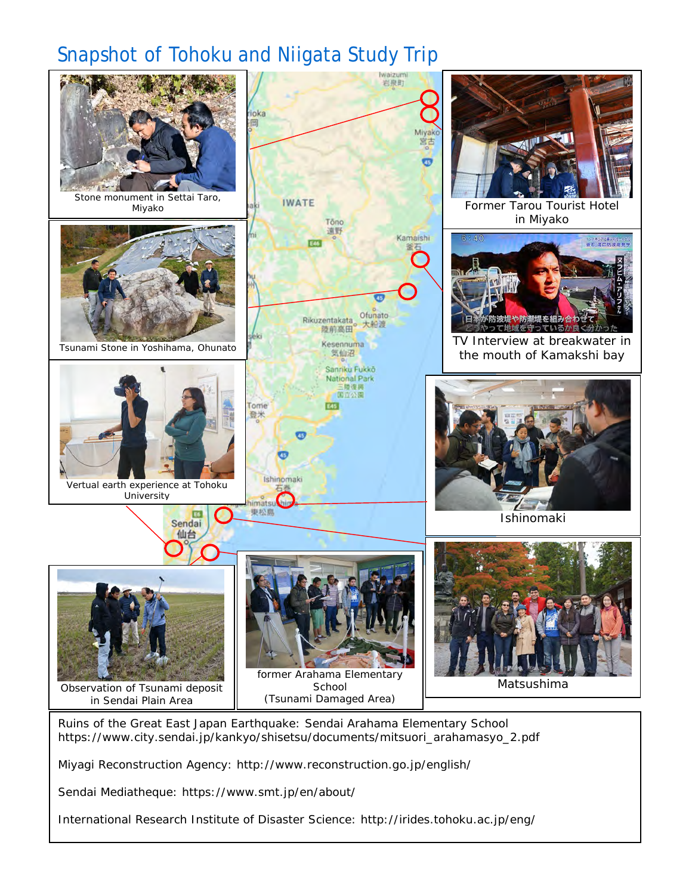# Snapshot of Tohoku and Niigata Study Trip

Stone monument in Settai Taro, Miyako

Former Tarou Tourist Hotel in Miyako

Tsunami Stone in Yoshihama, Ohunato

TV Interview at breakwater in the mouth of Kamakshi bay

Vertual earth experience at Tohoku University

Ishinomaki

Observation of Tsunami deposit in Sendai Plain Area

former Arahama Elementary School (Tsunami Damaged Area)

Matsushima

Ruins of the Great East Japan Earthquake: Sendai Arahama Elementary School https://www.city.sendai.jp/kankyo/shisetsu/documents/mitsuori_arahamasyo_2.pdf

Miyagi Reconstruction Agency: http://www.reconstruction.go.jp/english/

Sendai Mediatheque: https://www.smt.jp/en/about/

International Research Institute of Disaster Science: http://irides.tohoku.ac.jp/eng/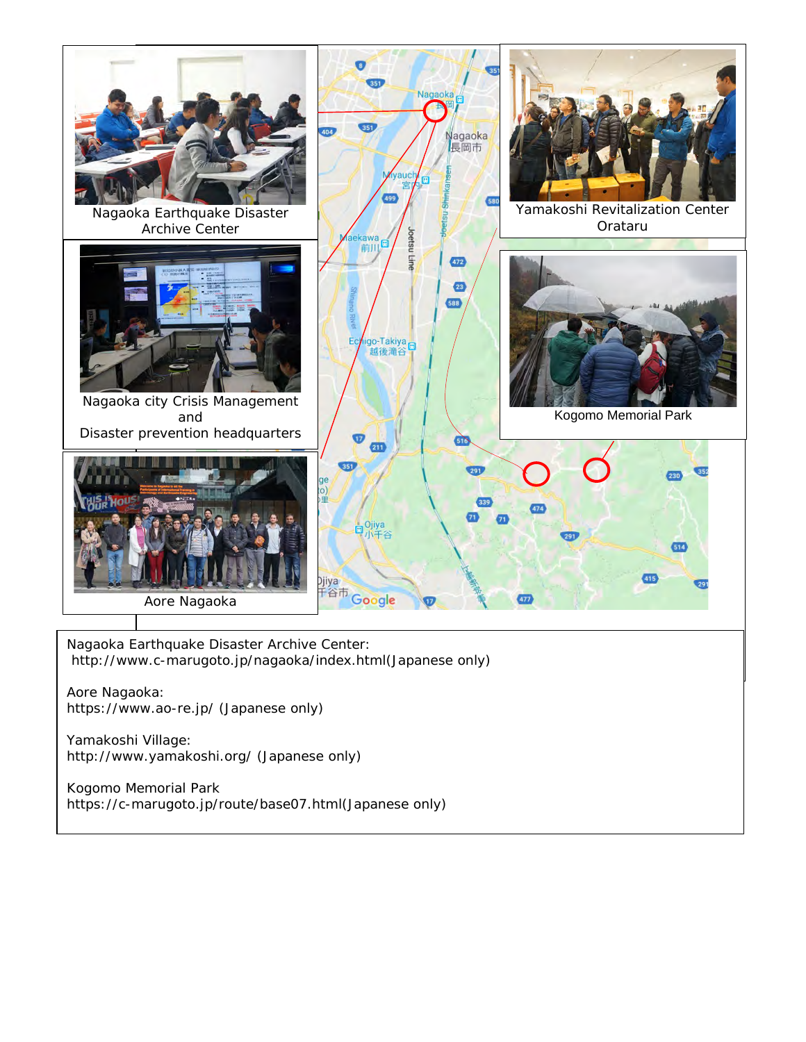Nagaoka Earthquake Disaster Archive Center

Nagaoka city Crisis Management and Disaster prevention headquarters

Aore Nagaoka

Yamakoshi Revitalization Center Orataru

Kogomo Memorial Park

Nagaoka Earthquake Disaster Archive Center:
http://www.c-marugoto.jp/nagaoka/index.html(Japanese only)

Aore Nagaoka:
https://www.ao-re.jp/ (Japanese only)

Yamakoshi Village:
http://www.yamakoshi.org/ (Japanese only)

Kogomo Memorial Park
https://c-marugoto.jp/route/base07.html(Japanese only)